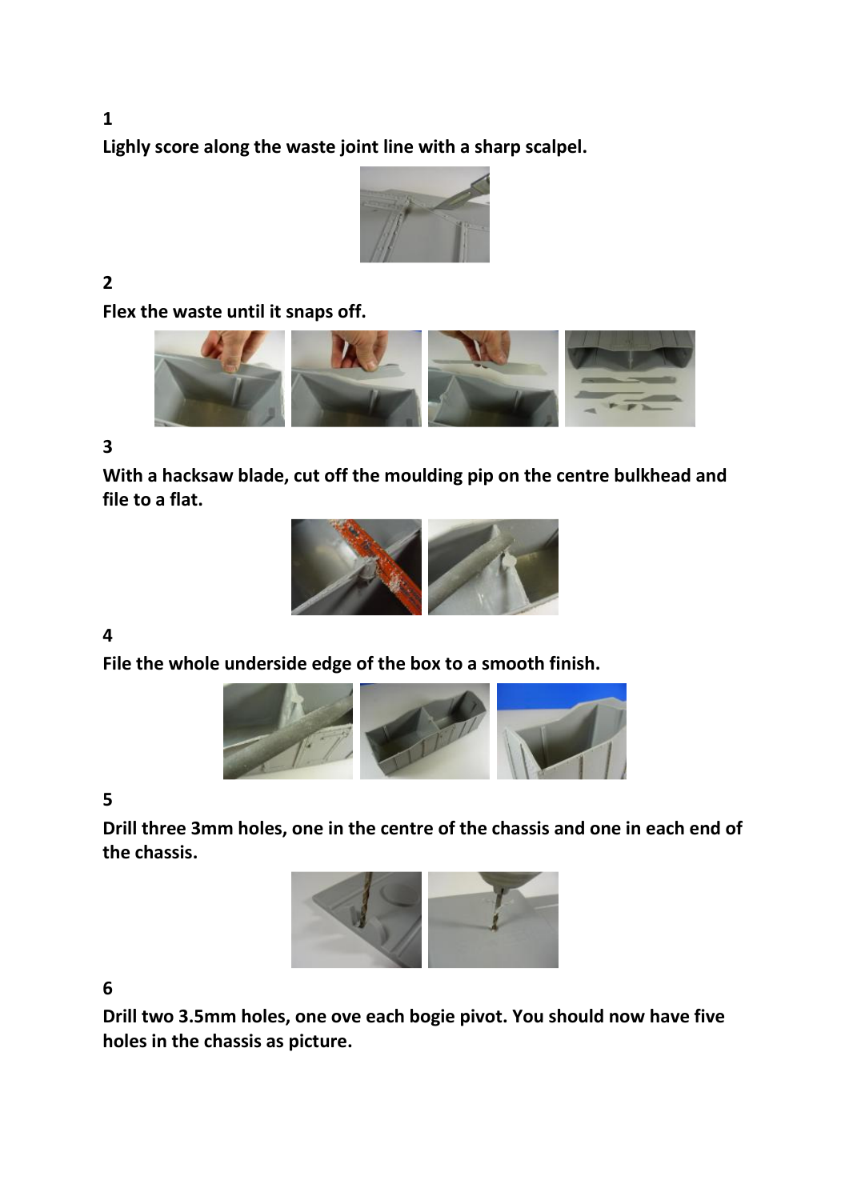1

**Lighly score along the waste joint line with a sharp scalpel.**

2

**Flex the waste until it snaps off.**

3

**With a hacksaw blade, cut off the moulding pip on the centre bulkhead and file to a flat.**

4

**File the whole underside edge of the box to a smooth finish.**

5

**Drill three 3mm holes, one in the centre of the chassis and one in each end of the chassis.**

6

**Drill two 3.5mm holes, one ove each bogie pivot. You should now have five holes in the chassis as picture.**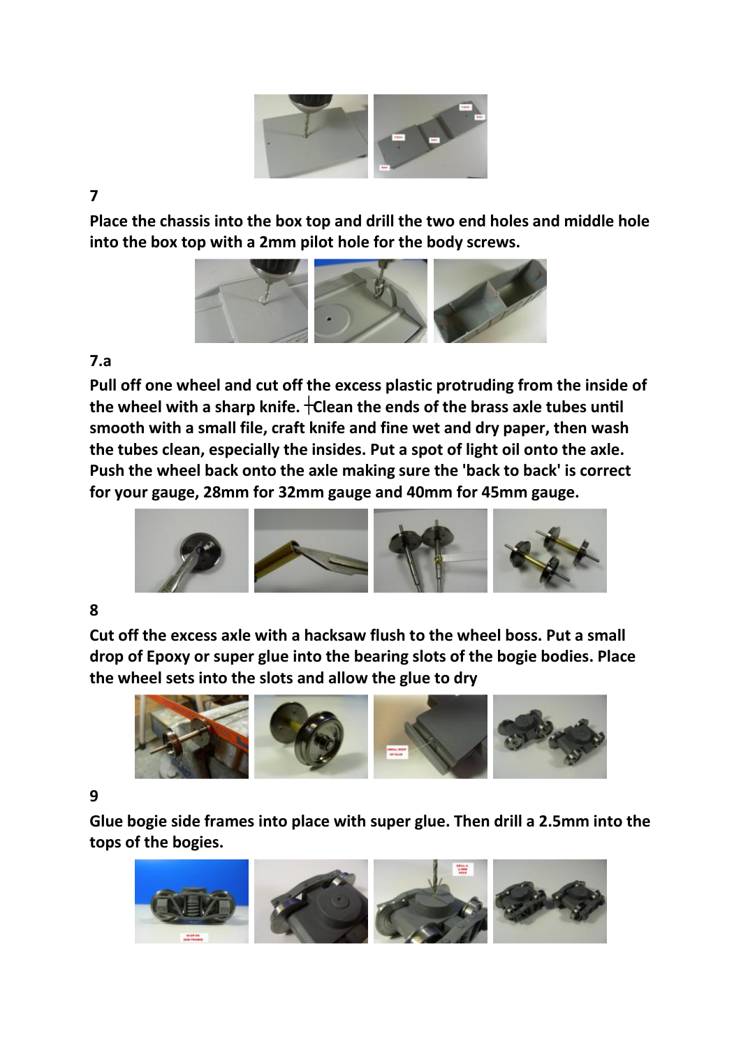**7**

**Place the chassis into the box top and drill the two end holes and middle hole into the box top with a 2mm pilot hole for the body screws.**

**7.a**

**Pull off one wheel and cut off the excess plastic protruding from the inside of the wheel with a sharp knife. Clean the ends of the brass axle tubes until smooth with a small file, craft knife and fine wet and dry paper, then wash the tubes clean, especially the insides. Put a spot of light oil onto the axle. Push the wheel back onto the axle making sure the 'back to back' is correct for your gauge, 28mm for 32mm gauge and 40mm for 45mm gauge.**

**8**

**Cut off the excess axle with a hacksaw flush to the wheel boss. Put a small drop of Epoxy or super glue into the bearing slots of the bogie bodies. Place the wheel sets into the slots and allow the glue to dry**

**9**

**Glue bogie side frames into place with super glue. Then drill a 2.5mm into the tops of the bogies.**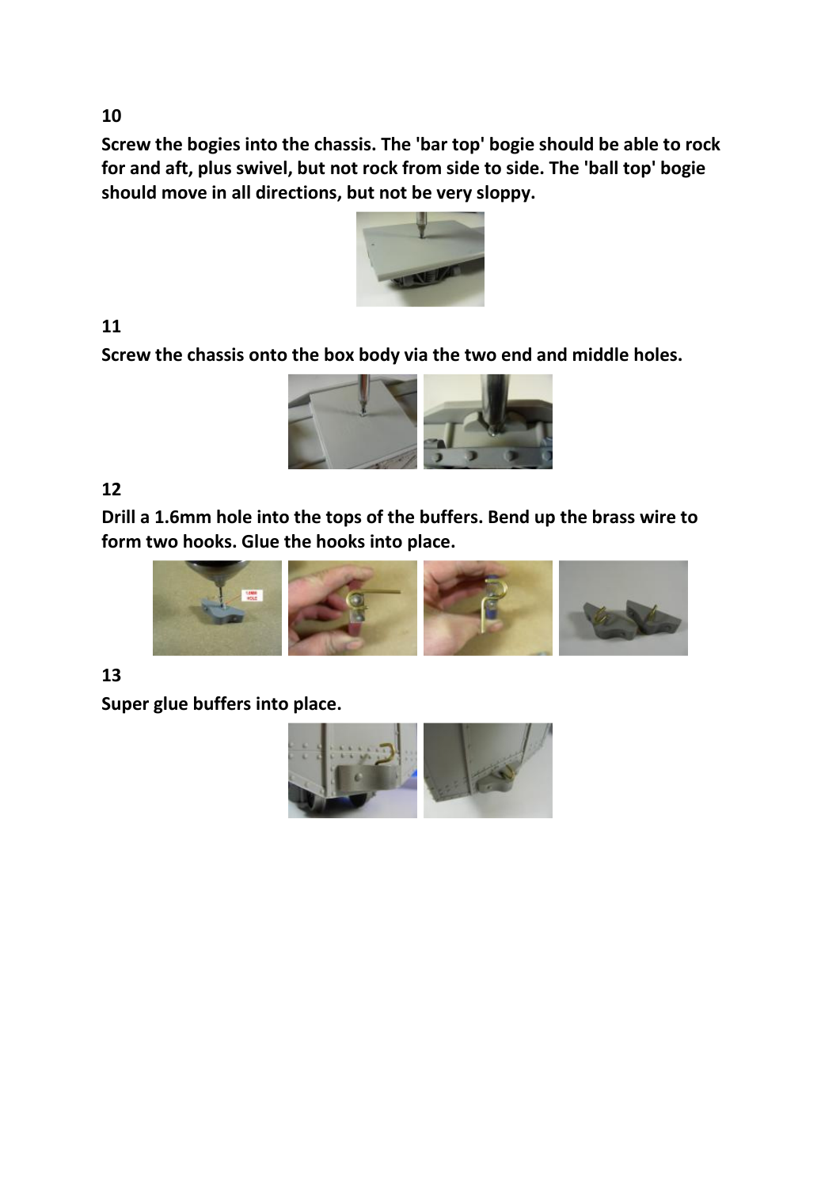**10**

**Screw the bogies into the chassis. The 'bar top' bogie should be able to rock for and aft, plus swivel, but not rock from side to side. The 'ball top' bogie should move in all directions, but not be very sloppy.**

**11**

**Screw the chassis onto the box body via the two end and middle holes.**

**12**

**Drill a 1.6mm hole into the tops of the buffers. Bend up the brass wire to form two hooks. Glue the hooks into place.**

**13**

**Super glue buffers into place.**